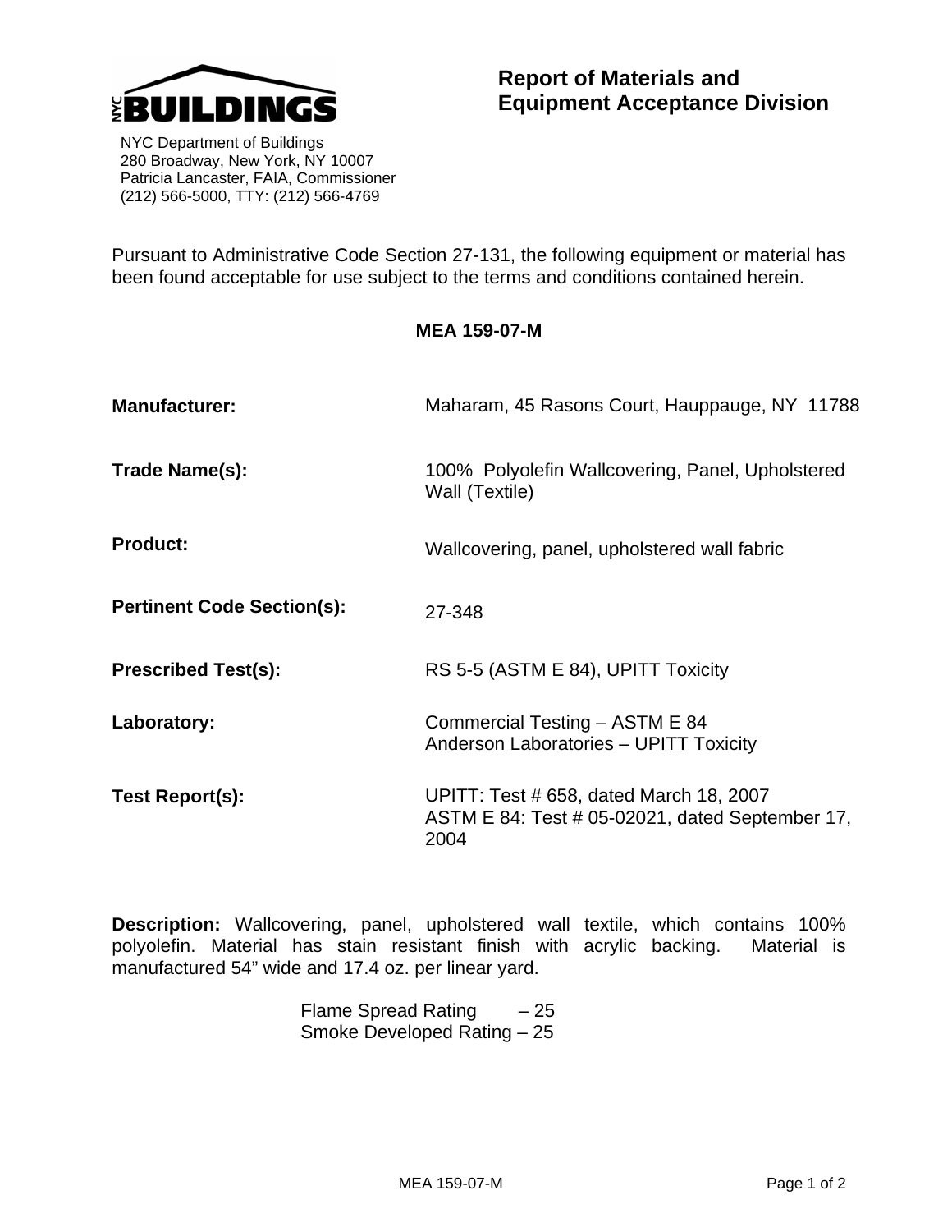NYC BUILDINGS

NYC Department of Buildings
280 Broadway, New York, NY 10007
Patricia Lancaster, FAIA, Commissioner
(212) 566-5000, TTY: (212) 566-4769

## Report of Materials and Equipment Acceptance Division

Pursuant to Administrative Code Section 27-131, the following equipment or material has been found acceptable for use subject to the terms and conditions contained herein.

**MEA 159-07-M**

**Manufacturer:** Maharam, 45 Rasons Court, Hauppauge, NY 11788

**Trade Name(s):** 100% Polyolefin Wallcovering, Panel, Upholstered Wall (Textile)

**Product:** Wallcovering, panel, upholstered wall fabric

**Pertinent Code Section(s):** 27-348

**Prescribed Test(s):** RS 5-5 (ASTM E 84), UPITT Toxicity

**Laboratory:** Commercial Testing – ASTM E 84
Anderson Laboratories – UPITT Toxicity

**Test Report(s):** UPITT: Test # 658, dated March 18, 2007
ASTM E 84: Test # 05-02021, dated September 17, 2004

**Description:** Wallcovering, panel, upholstered wall textile, which contains 100% polyolefin. Material has stain resistant finish with acrylic backing. Material is manufactured 54" wide and 17.4 oz. per linear yard.

Flame Spread Rating – 25
Smoke Developed Rating – 25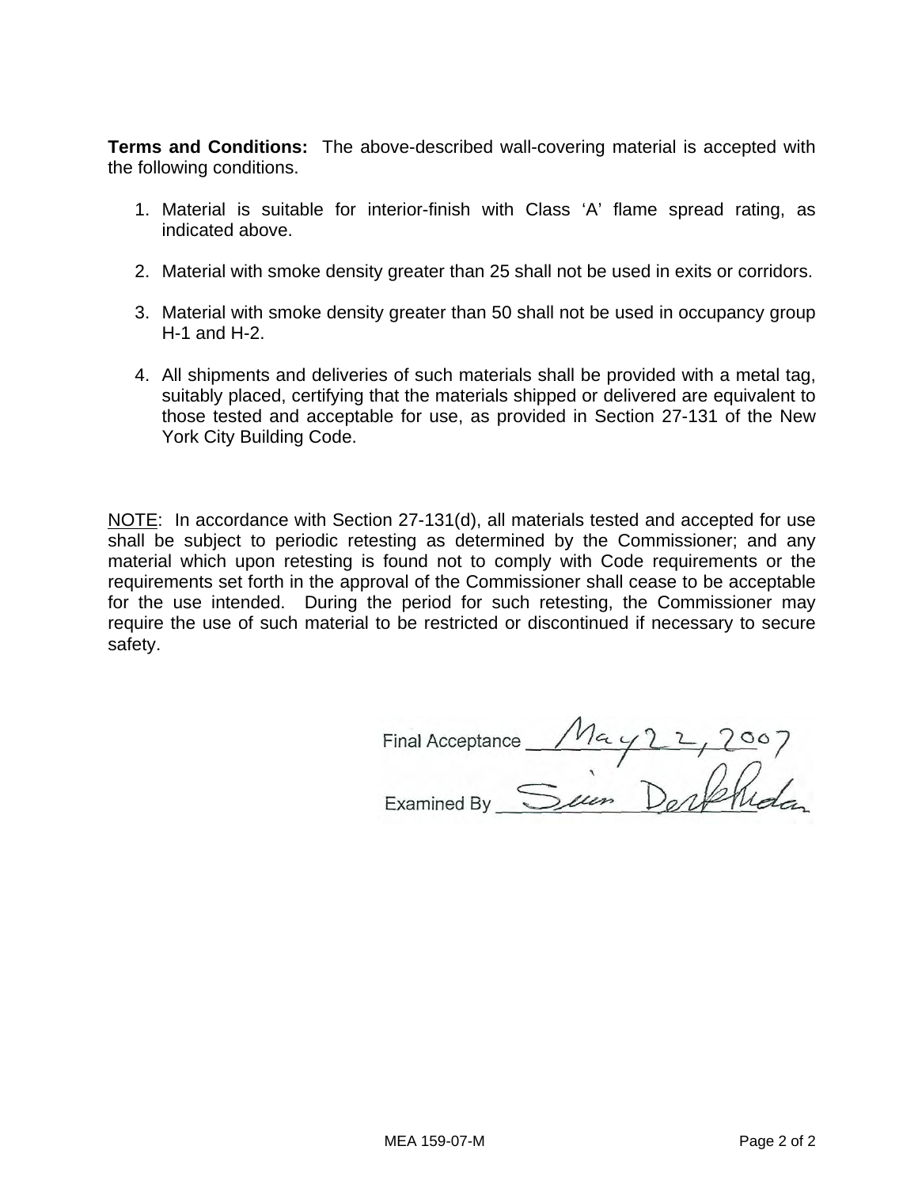**Terms and Conditions:** The above-described wall-covering material is accepted with the following conditions.

1. Material is suitable for interior-finish with Class 'A' flame spread rating, as indicated above.

2. Material with smoke density greater than 25 shall not be used in exits or corridors.

3. Material with smoke density greater than 50 shall not be used in occupancy group H-1 and H-2.

4. All shipments and deliveries of such materials shall be provided with a metal tag, suitably placed, certifying that the materials shipped or delivered are equivalent to those tested and acceptable for use, as provided in Section 27-131 of the New York City Building Code.

NOTE: In accordance with Section 27-131(d), all materials tested and accepted for use shall be subject to periodic retesting as determined by the Commissioner; and any material which upon retesting is found not to comply with Code requirements or the requirements set forth in the approval of the Commissioner shall cease to be acceptable for the use intended. During the period for such retesting, the Commissioner may require the use of such material to be restricted or discontinued if necessary to secure safety.

Final Acceptance May 22, 2007

Examined By Sien Derkhedan

MEA 159-07-M